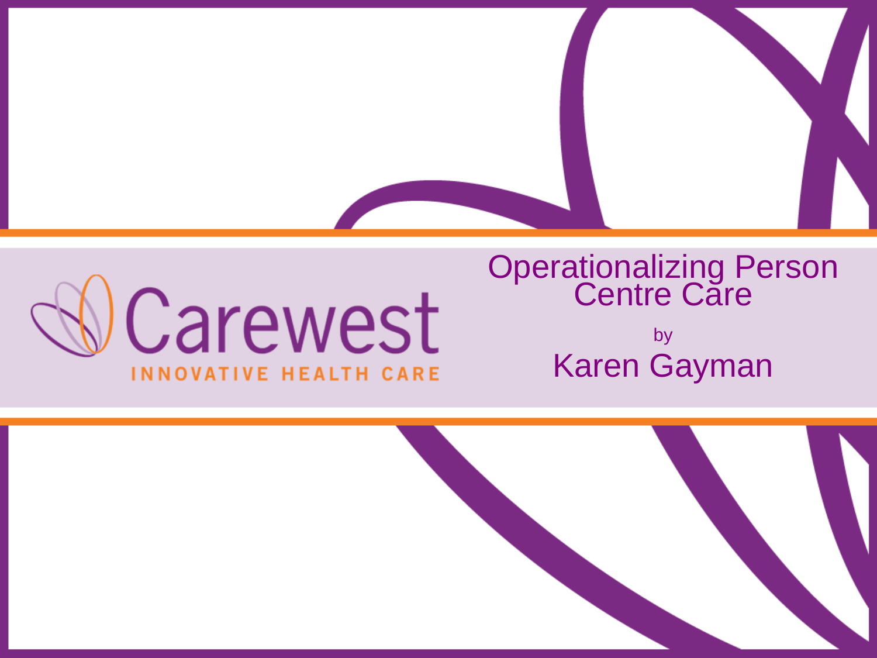Carewest

INNOVATIVE HEALTH CARE

# Operationalizing Person Centre Care

by

Karen Gayman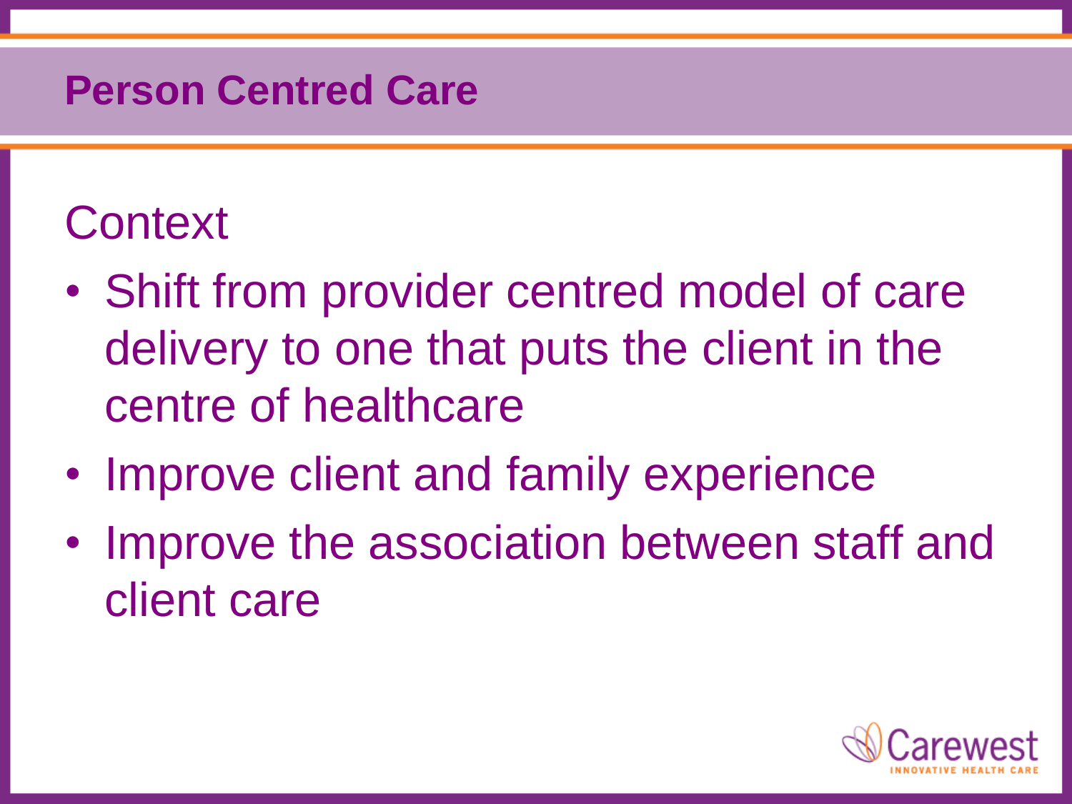# Person Centred Care

## Context

- Shift from provider centred model of care delivery to one that puts the client in the centre of healthcare
- Improve client and family experience
- Improve the association between staff and client care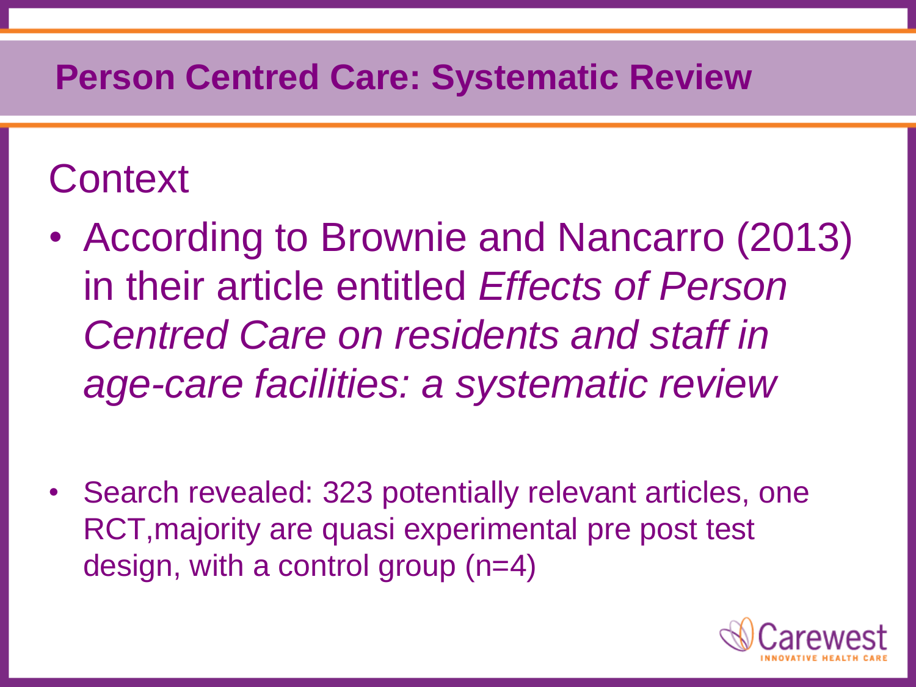# Person Centred Care: Systematic Review

## Context

- According to Brownie and Nancarro (2013) in their article entitled *Effects of Person Centred Care on residents and staff in age-care facilities: a systematic review*

- Search revealed: 323 potentially relevant articles, one RCT,majority are quasi experimental pre post test design, with a control group (n=4)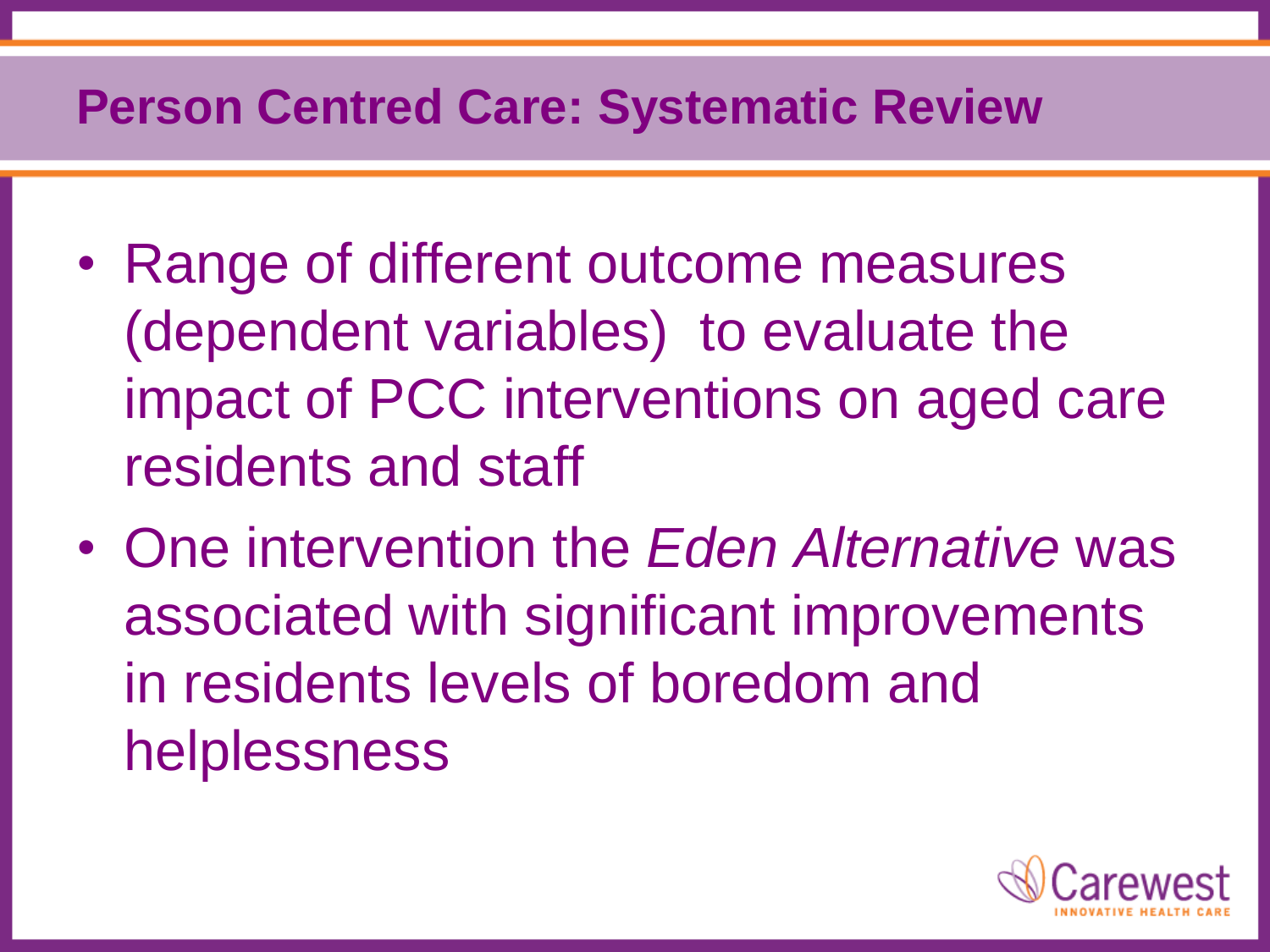# Person Centred Care: Systematic Review

- Range of different outcome measures (dependent variables) to evaluate the impact of PCC interventions on aged care residents and staff
- One intervention the *Eden Alternative* was associated with significant improvements in residents levels of boredom and helplessness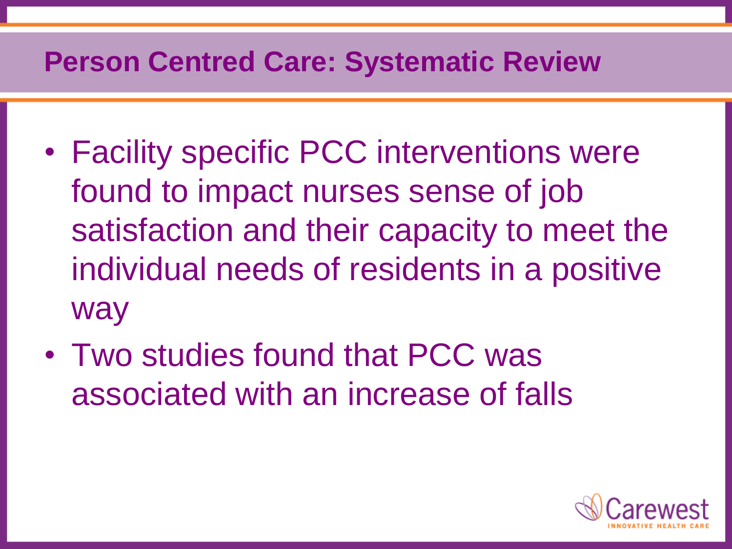## Person Centred Care: Systematic Review

- Facility specific PCC interventions were found to impact nurses sense of job satisfaction and their capacity to meet the individual needs of residents in a positive way
- Two studies found that PCC was associated with an increase of falls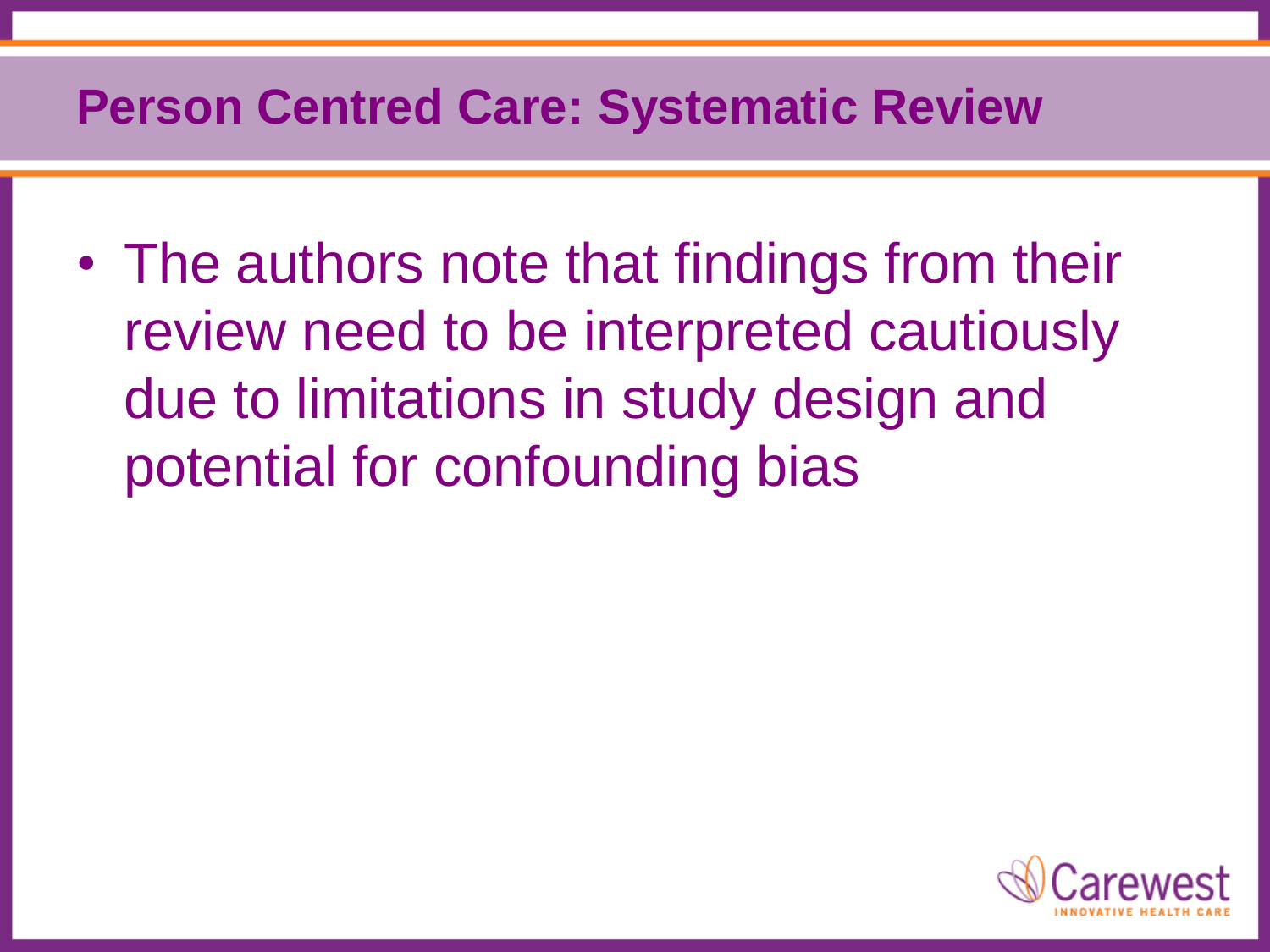# Person Centred Care: Systematic Review

- The authors note that findings from their review need to be interpreted cautiously due to limitations in study design and potential for confounding bias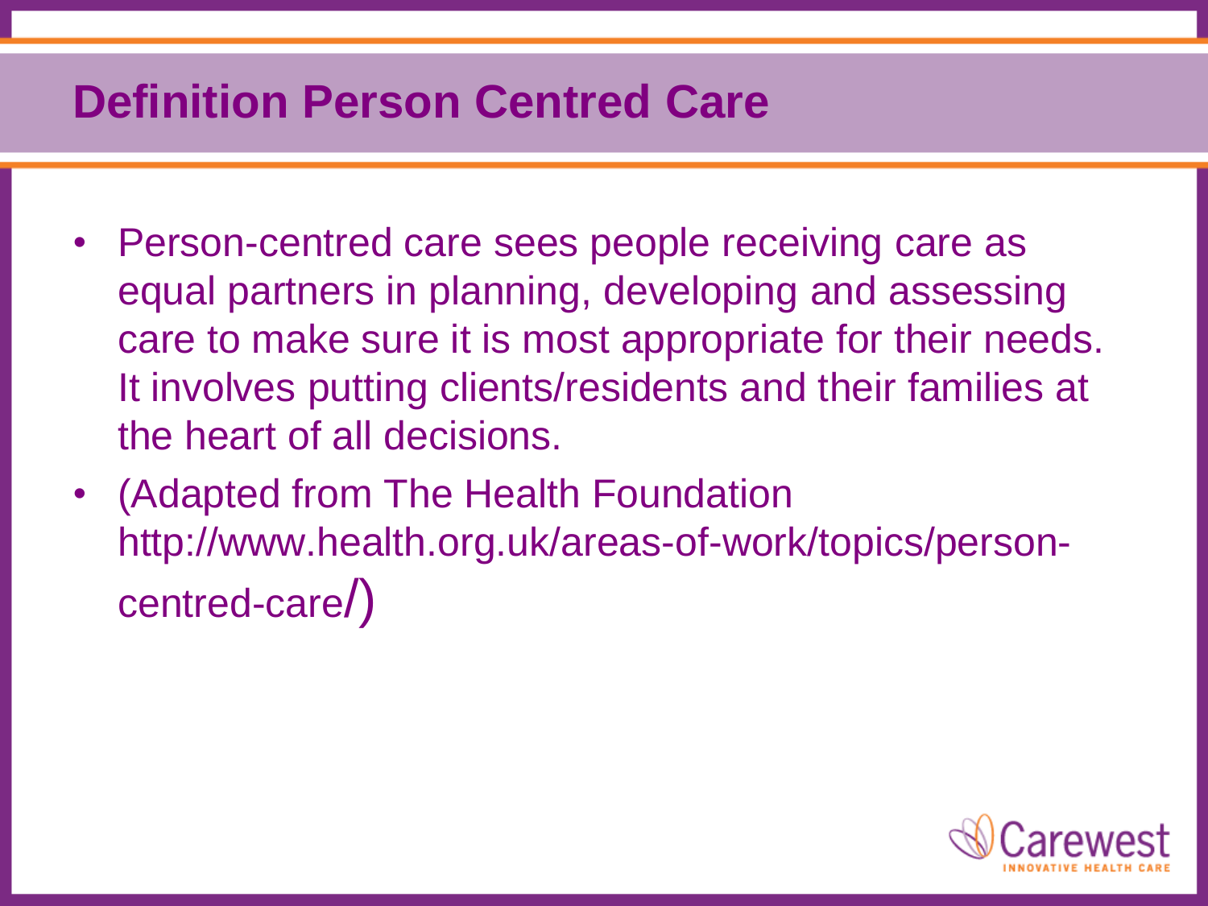# Definition Person Centred Care

- Person-centred care sees people receiving care as equal partners in planning, developing and assessing care to make sure it is most appropriate for their needs. It involves putting clients/residents and their families at the heart of all decisions.
- (Adapted from The Health Foundation http://www.health.org.uk/areas-of-work/topics/person-centred-care/)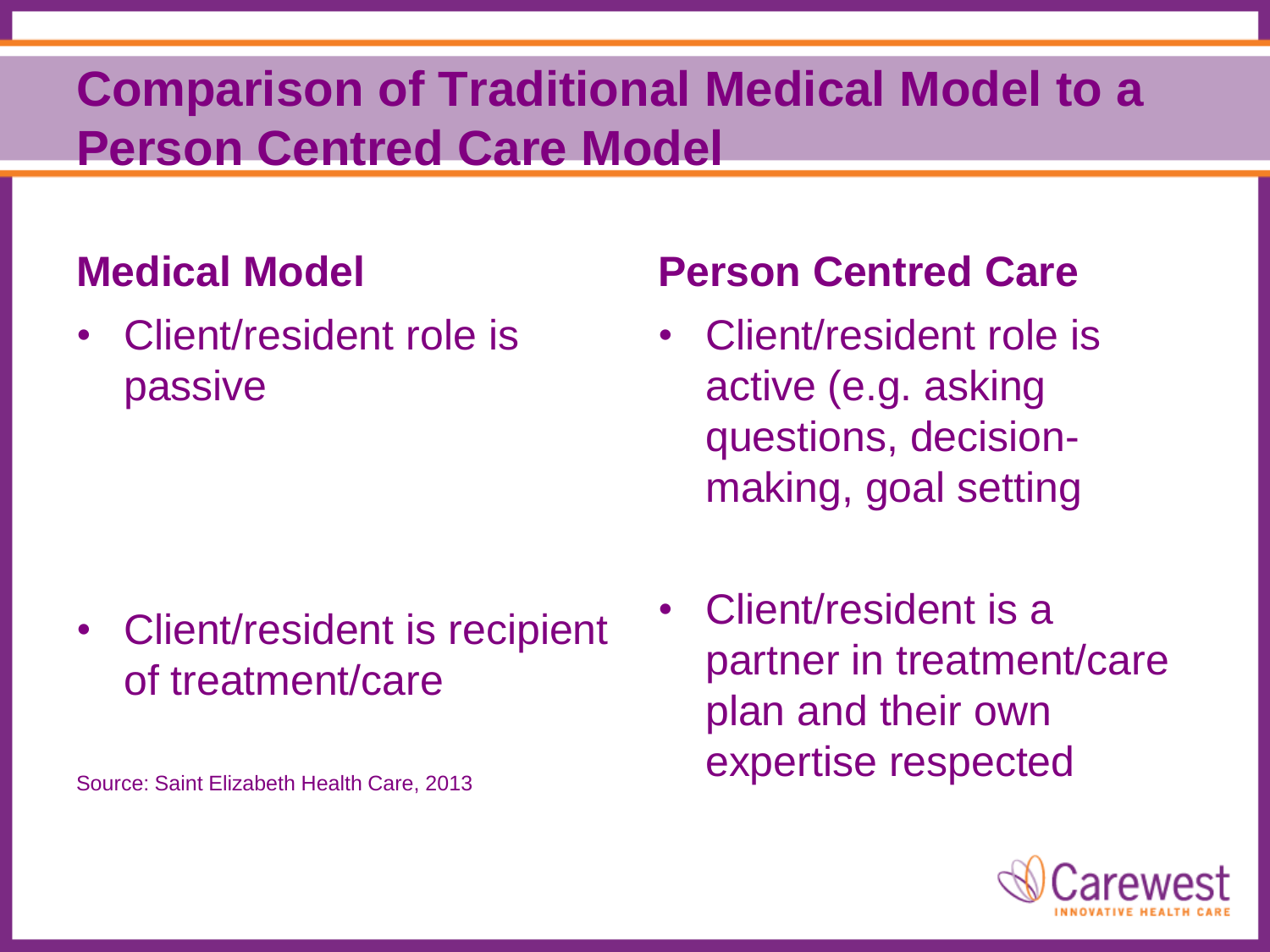# Comparison of Traditional Medical Model to a Person Centred Care Model

| Medical Model | Person Centred Care |
|---|---|
| Client/resident role is passive | Client/resident role is active (e.g. asking questions, decision-making, goal setting |
| Client/resident is recipient of treatment/care | Client/resident is a partner in treatment/care plan and their own expertise respected |

Source: Saint Elizabeth Health Care, 2013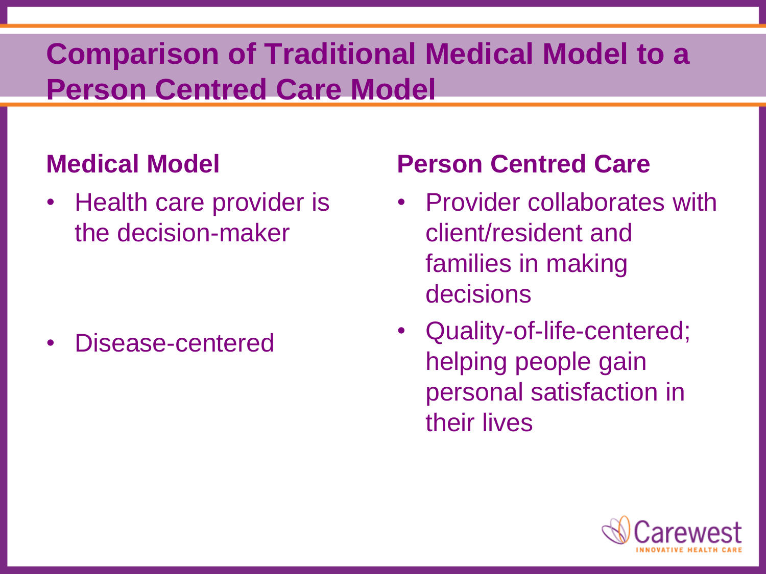# Comparison of Traditional Medical Model to a Person Centred Care Model

| Medical Model | Person Centred Care |
|---|---|
| Health care provider is the decision-maker | Provider collaborates with client/resident and families in making decisions |
| Disease-centered | Quality-of-life-centered; helping people gain personal satisfaction in their lives |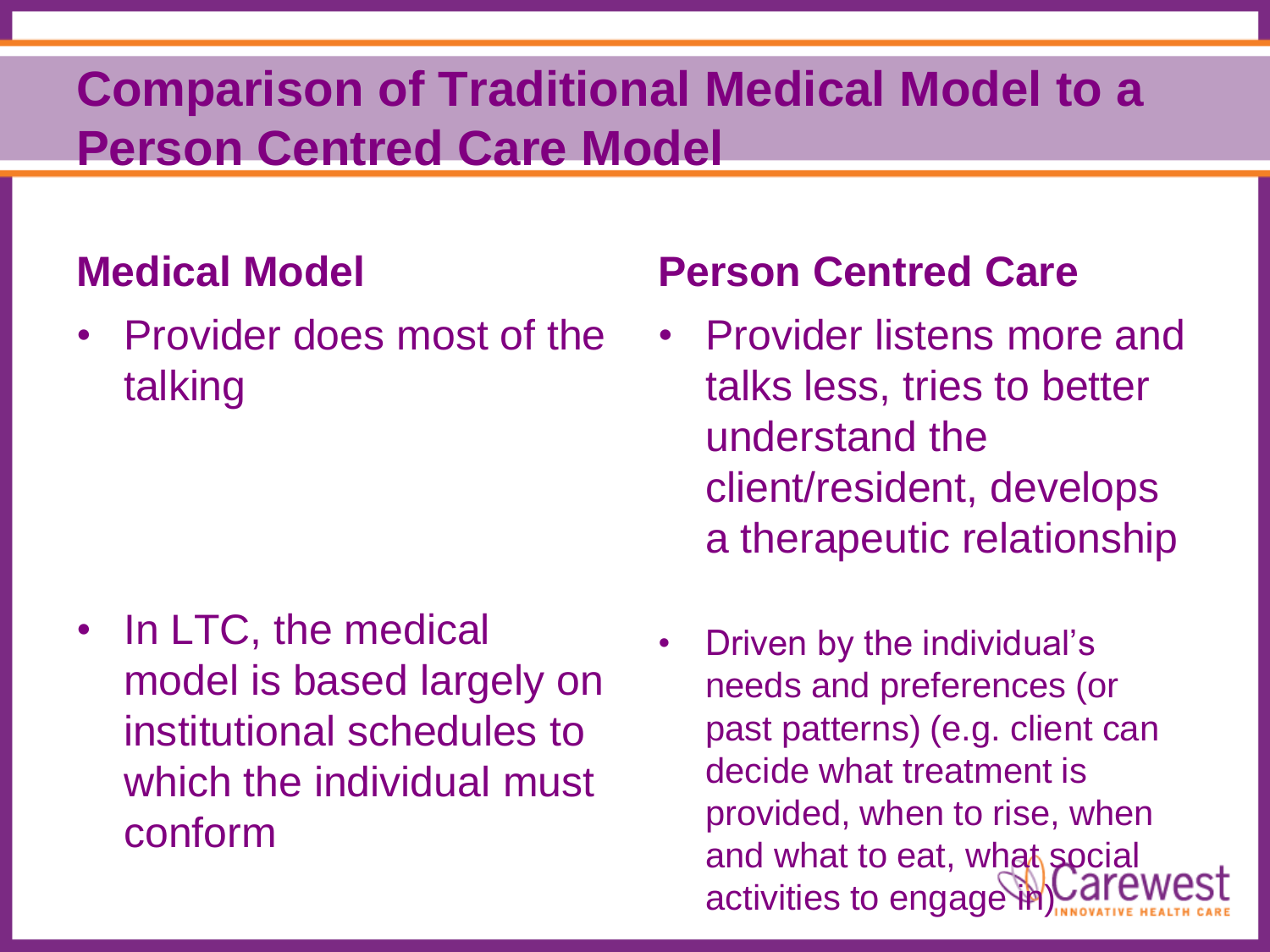# Comparison of Traditional Medical Model to a Person Centred Care Model

## Medical Model

- Provider does most of the talking
- In LTC, the medical model is based largely on institutional schedules to which the individual must conform

## Person Centred Care

- Provider listens more and talks less, tries to better understand the client/resident, develops a therapeutic relationship
- Driven by the individual's needs and preferences (or past patterns) (e.g. client can decide what treatment is provided, when to rise, when and what to eat, what social activities to engage in)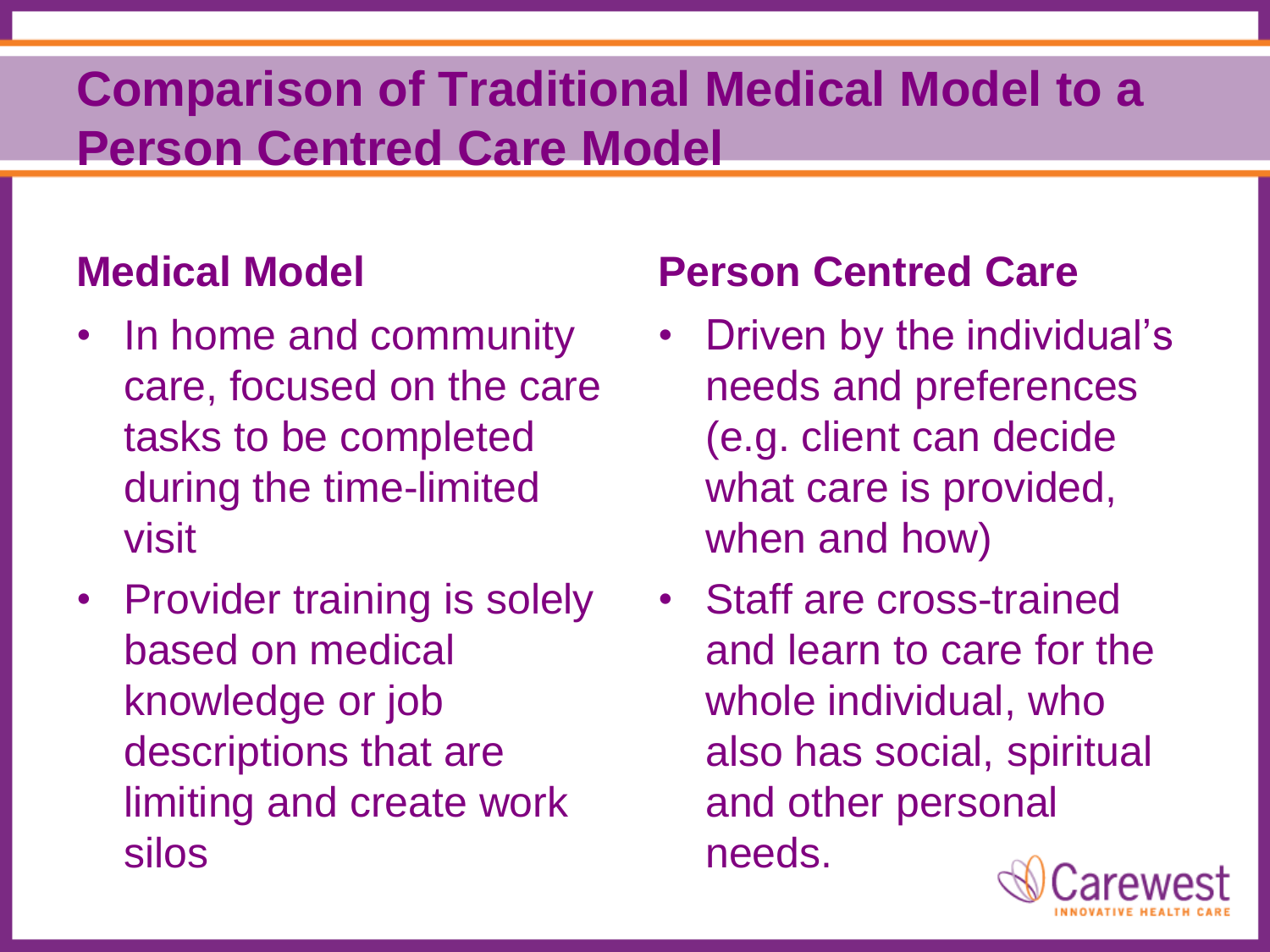# Comparison of Traditional Medical Model to a Person Centred Care Model

## Medical Model

- In home and community care, focused on the care tasks to be completed during the time-limited visit
- Provider training is solely based on medical knowledge or job descriptions that are limiting and create work silos

## Person Centred Care

- Driven by the individual's needs and preferences (e.g. client can decide what care is provided, when and how)
- Staff are cross-trained and learn to care for the whole individual, who also has social, spiritual and other personal needs.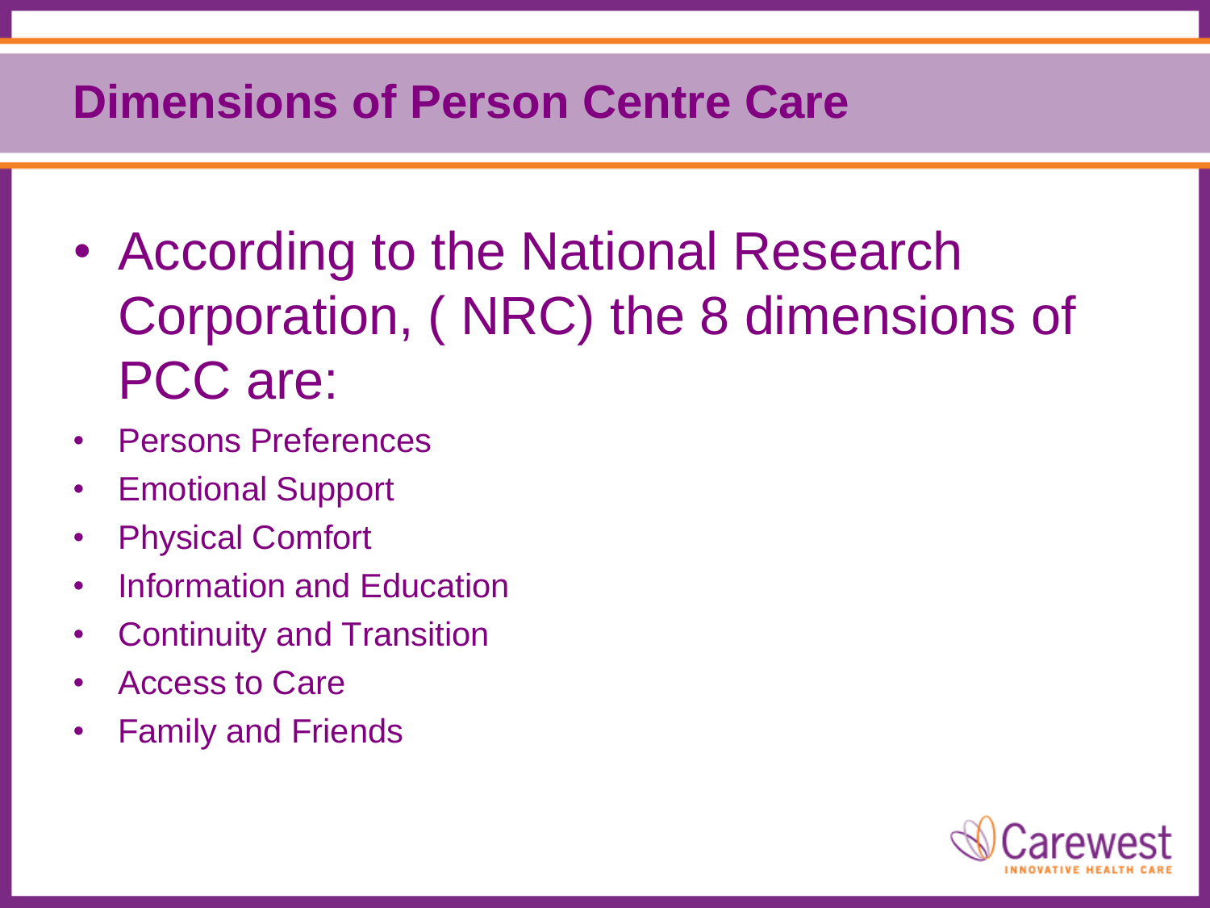# Dimensions of Person Centre Care

- According to the National Research Corporation, ( NRC) the 8 dimensions of PCC are:
- Persons Preferences
- Emotional Support
- Physical Comfort
- Information and Education
- Continuity and Transition
- Access to Care
- Family and Friends

Carewest
INNOVATIVE HEALTH CARE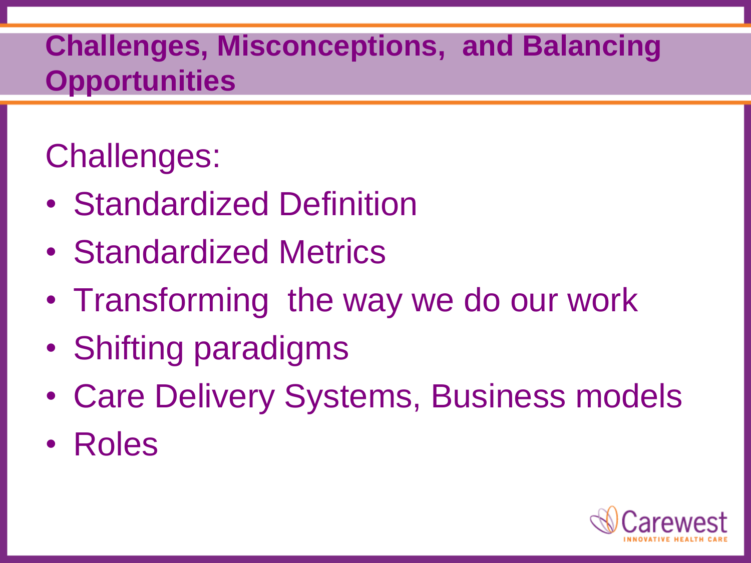# Challenges, Misconceptions, and Balancing Opportunities

Challenges:

- Standardized Definition
- Standardized Metrics
- Transforming the way we do our work
- Shifting paradigms
- Care Delivery Systems, Business models
- Roles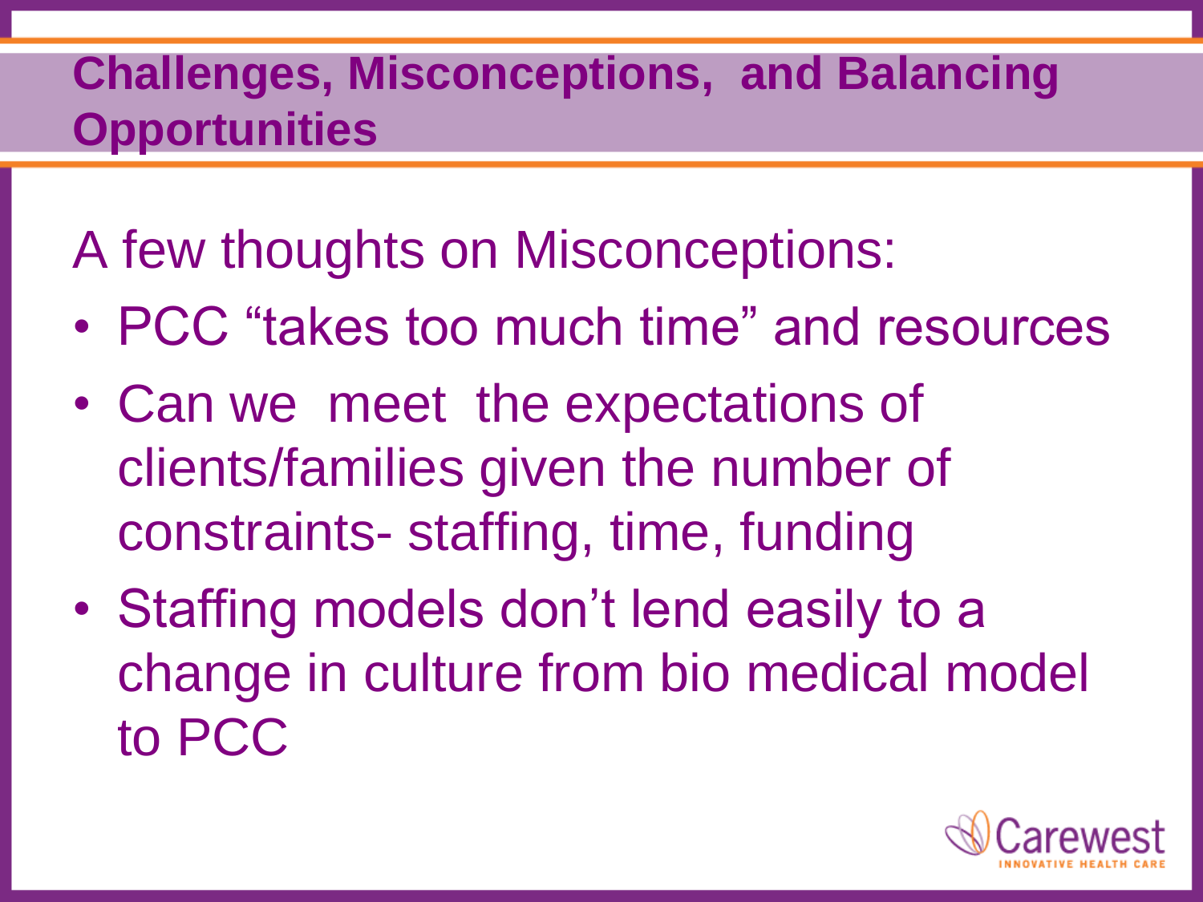# Challenges, Misconceptions, and Balancing Opportunities

A few thoughts on Misconceptions:

- PCC "takes too much time" and resources
- Can we meet the expectations of clients/families given the number of constraints- staffing, time, funding
- Staffing models don't lend easily to a change in culture from bio medical model to PCC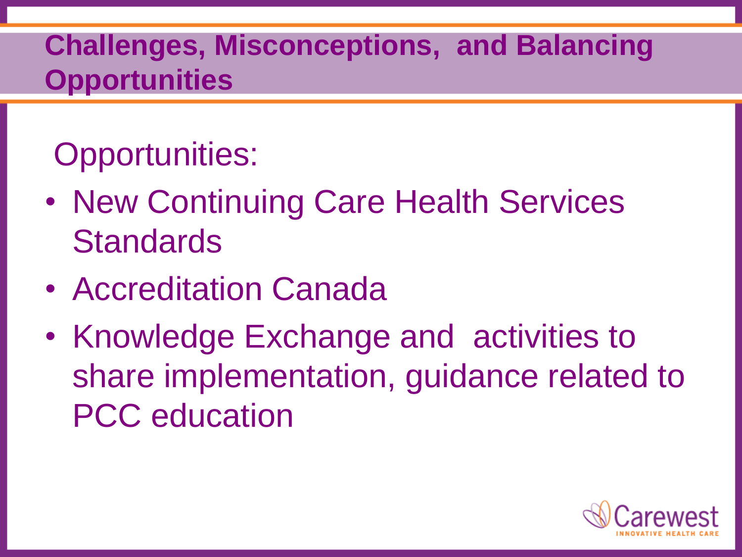# Challenges, Misconceptions, and Balancing Opportunities

Opportunities:

- New Continuing Care Health Services Standards
- Accreditation Canada
- Knowledge Exchange and activities to share implementation, guidance related to PCC education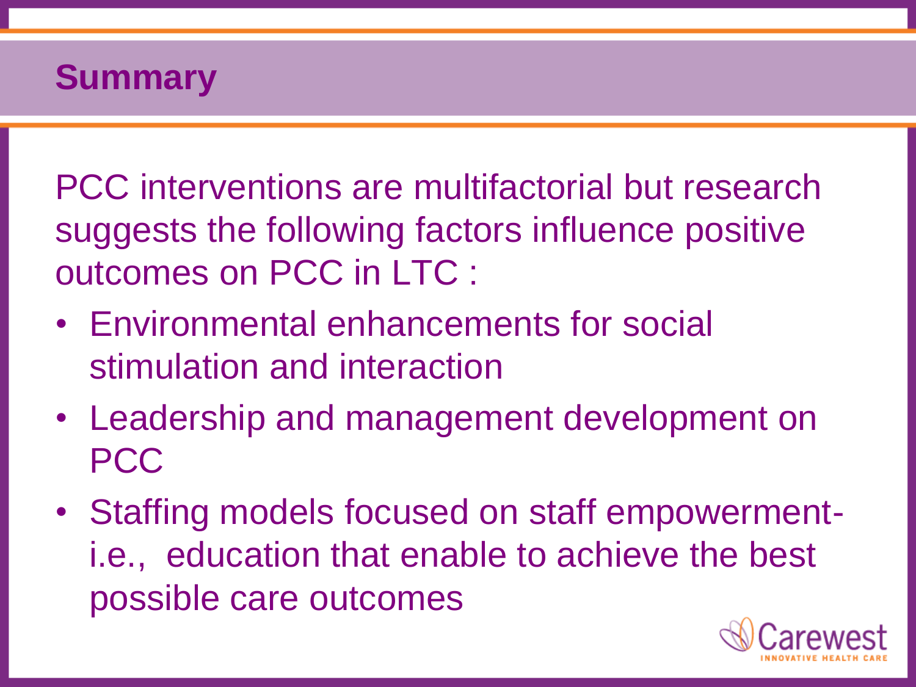# Summary

PCC interventions are multifactorial but research suggests the following factors influence positive outcomes on PCC in LTC :

- Environmental enhancements for social stimulation and interaction
- Leadership and management development on PCC
- Staffing models focused on staff empowerment- i.e., education that enable to achieve the best possible care outcomes

Carewest
INNOVATIVE HEALTH CARE